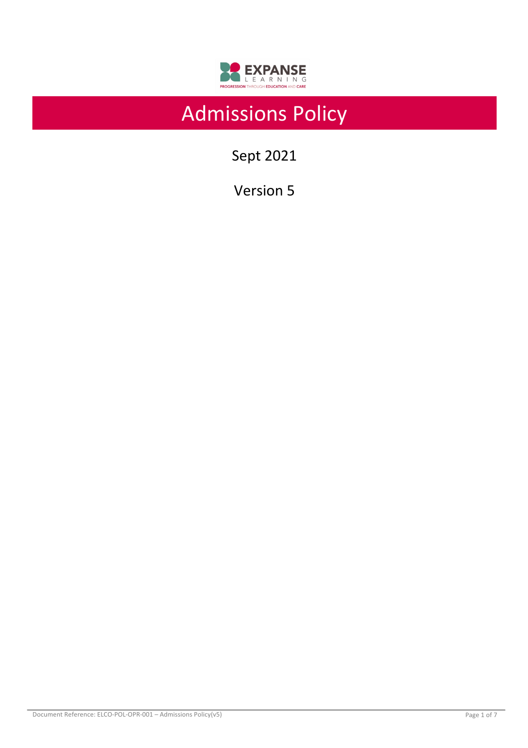# Admissions Policy

Sept 2021

Version 5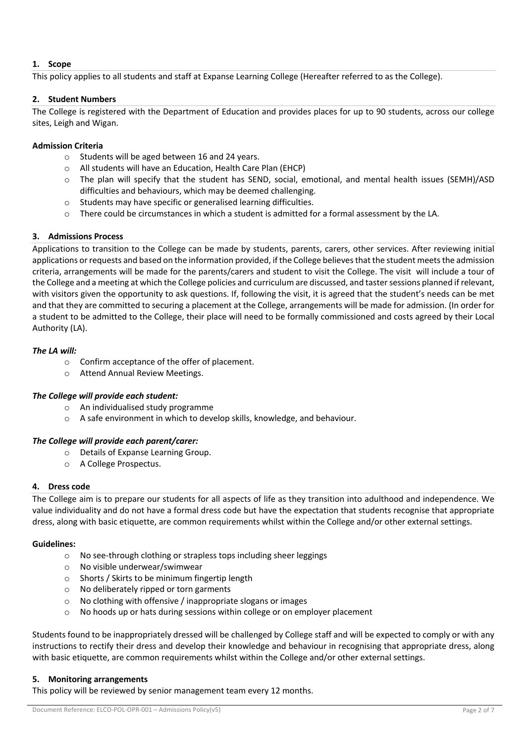## 1. Scope

This policy applies to all students and staff at Expanse Learning College (Hereafter referred to as the College).

## 2. Student Numbers

The College is registered with the Department of Education and provides places for up to 90 students, across our college sites, Leigh and Wigan.

### Admission Criteria

- Students will be aged between 16 and 24 years.
- All students will have an Education, Health Care Plan (EHCP)
- The plan will specify that the student has SEND, social, emotional, and mental health issues (SEMH)/ASD difficulties and behaviours, which may be deemed challenging.
- Students may have specific or generalised learning difficulties.
- There could be circumstances in which a student is admitted for a formal assessment by the LA.

## 3. Admissions Process

Applications to transition to the College can be made by students, parents, carers, other services. After reviewing initial applications or requests and based on the information provided, if the College believes that the student meets the admission criteria, arrangements will be made for the parents/carers and student to visit the College. The visit will include a tour of the College and a meeting at which the College policies and curriculum are discussed, and taster sessions planned if relevant, with visitors given the opportunity to ask questions. If, following the visit, it is agreed that the student's needs can be met and that they are committed to securing a placement at the College, arrangements will be made for admission. (In order for a student to be admitted to the College, their place will need to be formally commissioned and costs agreed by their Local Authority (LA).

***The LA will:***

- Confirm acceptance of the offer of placement.
- Attend Annual Review Meetings.

***The College will provide each student:***

- An individualised study programme
- A safe environment in which to develop skills, knowledge, and behaviour.

***The College will provide each parent/carer:***

- Details of Expanse Learning Group.
- A College Prospectus.

## 4. Dress code

The College aim is to prepare our students for all aspects of life as they transition into adulthood and independence. We value individuality and do not have a formal dress code but have the expectation that students recognise that appropriate dress, along with basic etiquette, are common requirements whilst within the College and/or other external settings.

### Guidelines:

- No see-through clothing or strapless tops including sheer leggings
- No visible underwear/swimwear
- Shorts / Skirts to be minimum fingertip length
- No deliberately ripped or torn garments
- No clothing with offensive / inappropriate slogans or images
- No hoods up or hats during sessions within college or on employer placement

Students found to be inappropriately dressed will be challenged by College staff and will be expected to comply or with any instructions to rectify their dress and develop their knowledge and behaviour in recognising that appropriate dress, along with basic etiquette, are common requirements whilst within the College and/or other external settings.

## 5. Monitoring arrangements

This policy will be reviewed by senior management team every 12 months.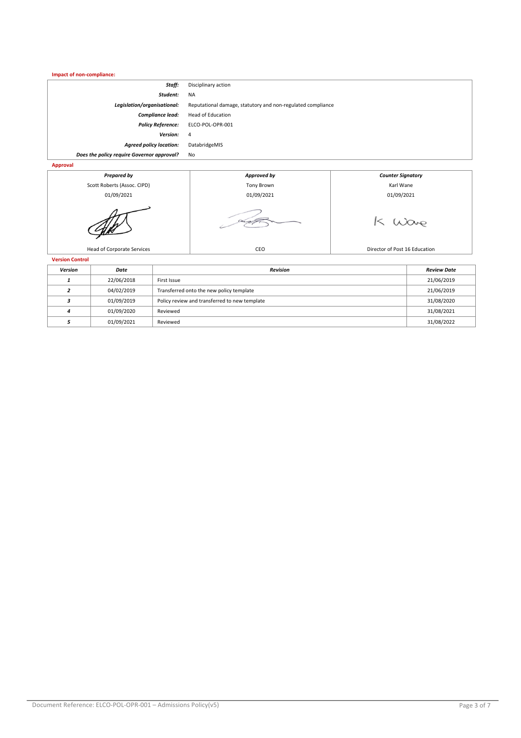**Impact of non-compliance:**

| | |
|---|---|
| ***Staff:*** | Disciplinary action |
| ***Student:*** | NA |
| ***Legislation/organisational:*** | Reputational damage, statutory and non-regulated compliance |
| ***Compliance lead:*** | Head of Education |
| ***Policy Reference:*** | ELCO-POL-OPR-001 |
| ***Version:*** | 4 |
| ***Agreed policy location:*** | DatabridgeMIS |
| ***Does the policy require Governor approval?*** | No |

**Approval**

| *Prepared by* | *Approved by* | *Counter Signatory* |
|---|---|---|
| Scott Roberts (Assoc. CIPD) | Tony Brown | Karl Wane |
| 01/09/2021 | 01/09/2021 | 01/09/2021 |
| | | K Wane |
| Head of Corporate Services | CEO | Director of Post 16 Education |

**Version Control**

| *Version* | *Date* | *Revision* | *Review Date* |
|---|---|---|---|
| *1* | 22/06/2018 | First Issue | 21/06/2019 |
| *2* | 04/02/2019 | Transferred onto the new policy template | 21/06/2019 |
| *3* | 01/09/2019 | Policy review and transferred to new template | 31/08/2020 |
| *4* | 01/09/2020 | Reviewed | 31/08/2021 |
| *5* | 01/09/2021 | Reviewed | 31/08/2022 |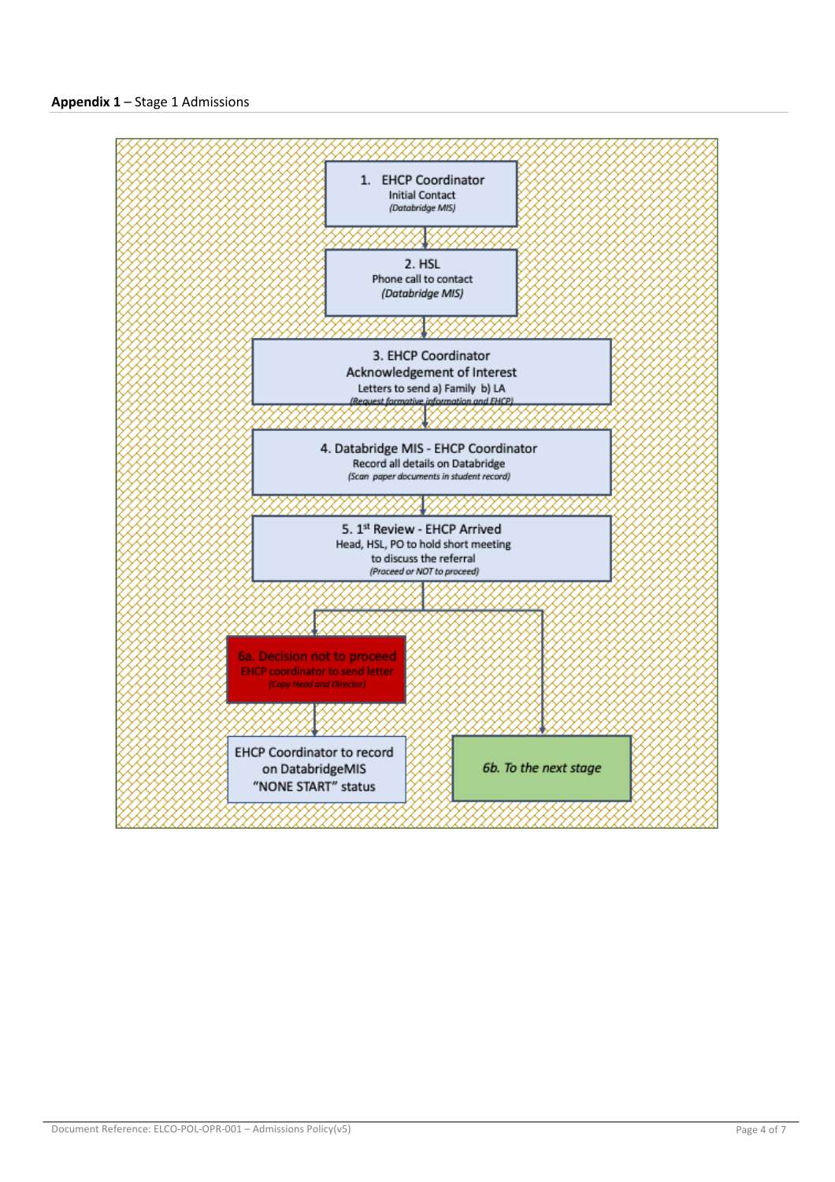**Appendix 1** – Stage 1 Admissions

1. **EHCP Coordinator**
   Initial Contact
   *(Databridge MIS)*

2. **HSL**
   Phone call to contact
   *(Databridge MIS)*

3. **EHCP Coordinator**
   Acknowledgement of Interest
   Letters to send a) Family b) LA
   *(Request formative information and EHCP)*

4. **Databridge MIS - EHCP Coordinator**
   Record all details on Databridge
   *(Scan paper documents in student record)*

5. **1st Review - EHCP Arrived**
   Head, HSL, PO to hold short meeting to discuss the referral
   *(Proceed or NOT to proceed)*

**6a. Decision not to proceed**
EHCP coordinator to send letter
*(Copy Head and Director)*

EHCP Coordinator to record on DatabridgeMIS "NONE START" status

*6b. To the next stage*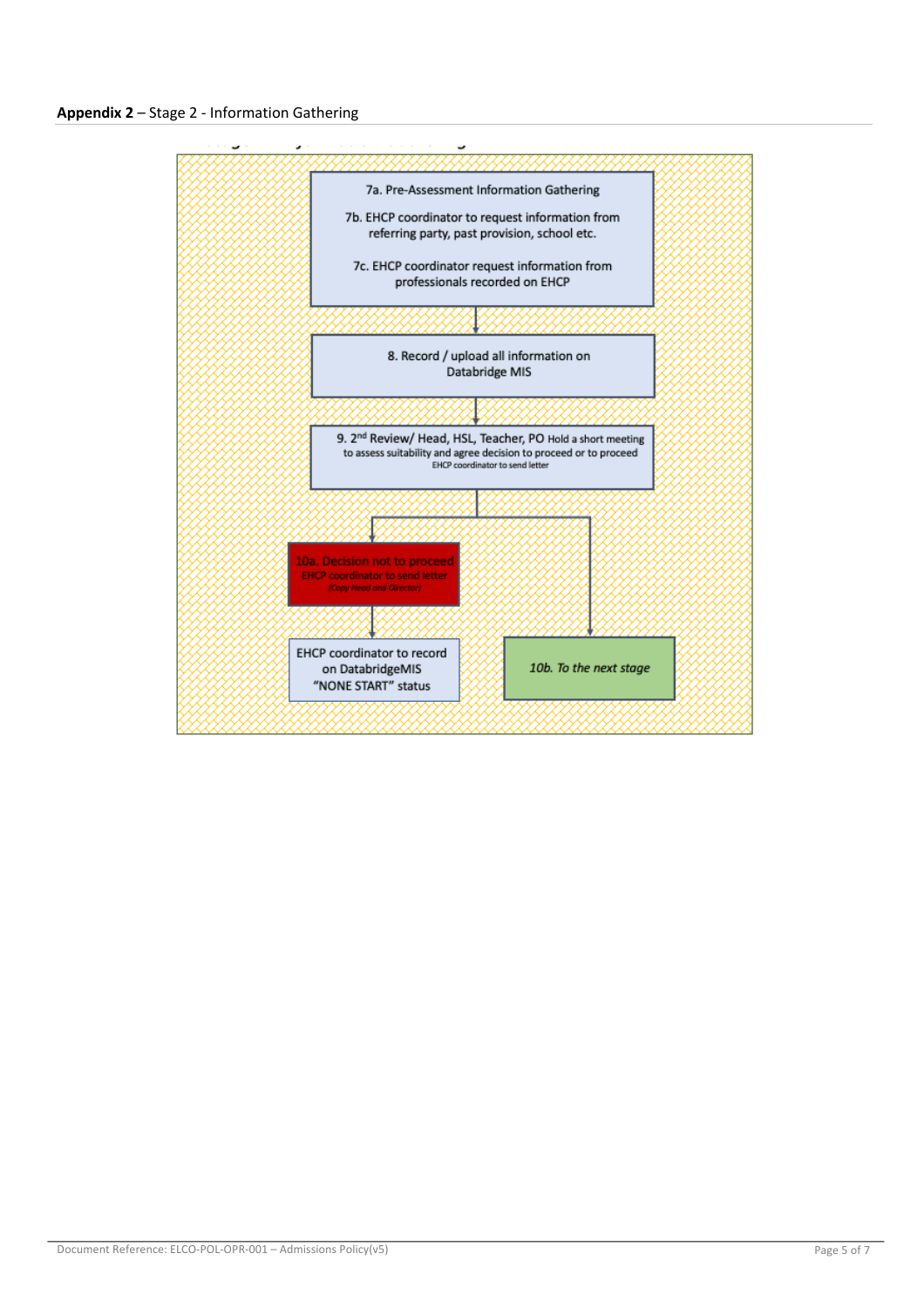**Appendix 2** – Stage 2 - Information Gathering

7a. Pre-Assessment Information Gathering

7b. EHCP coordinator to request information from referring party, past provision, school etc.

7c. EHCP coordinator request information from professionals recorded on EHCP

8. Record / upload all information on Databridge MIS

9. 2nd Review/ Head, HSL, Teacher, PO Hold a short meeting to assess suitability and agree decision to proceed or to proceed EHCP coordinator to send letter

10a. Decision not to proceed EHCP coordinator to send letter *(Copy Head and Director)*

EHCP coordinator to record on DatabridgeMIS "NONE START" status

*10b. To the next stage*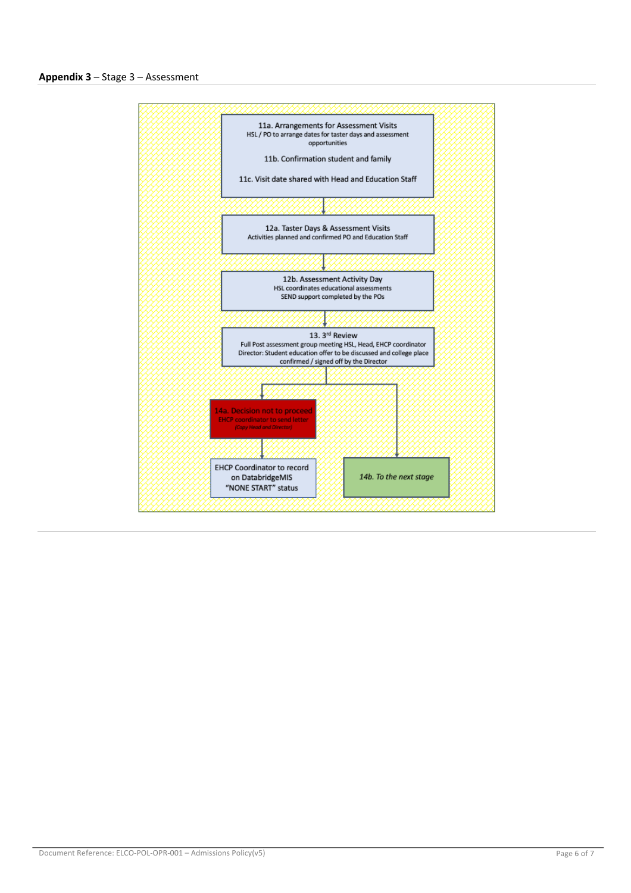**Appendix 3** – Stage 3 – Assessment

11a. Arrangements for Assessment Visits
HSL / PO to arrange dates for taster days and assessment opportunities

11b. Confirmation student and family

11c. Visit date shared with Head and Education Staff

12a. Taster Days & Assessment Visits
Activities planned and confirmed PO and Education Staff

12b. Assessment Activity Day
HSL coordinates educational assessments
SEND support completed by the POs

13. 3rd Review
Full Post assessment group meeting HSL, Head, EHCP coordinator
Director: Student education offer to be discussed and college place confirmed / signed off by the Director

14a. Decision not to proceed
EHCP coordinator to send letter
*(Copy Head and Director)*

EHCP Coordinator to record on DatabridgeMIS "NONE START" status

*14b. To the next stage*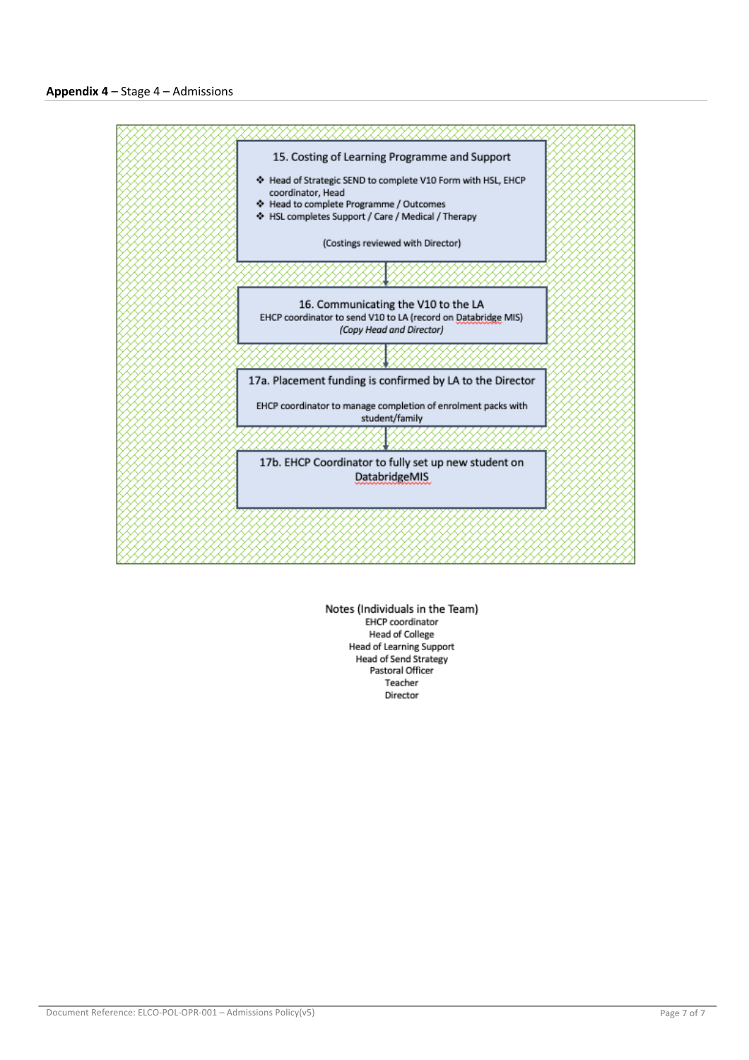**Appendix 4** – Stage 4 – Admissions

15. Costing of Learning Programme and Support

- Head of Strategic SEND to complete V10 Form with HSL, EHCP coordinator, Head
- Head to complete Programme / Outcomes
- HSL completes Support / Care / Medical / Therapy

(Costings reviewed with Director)

16. Communicating the V10 to the LA

EHCP coordinator to send V10 to LA (record on Databridge MIS)

*(Copy Head and Director)*

17a. Placement funding is confirmed by LA to the Director

EHCP coordinator to manage completion of enrolment packs with student/family

17b. EHCP Coordinator to fully set up new student on DatabridgeMIS

Notes (Individuals in the Team)

EHCP coordinator
Head of College
Head of Learning Support
Head of Send Strategy
Pastoral Officer
Teacher
Director

Document Reference: ELCO-POL-OPR-001 – Admissions Policy(v5)